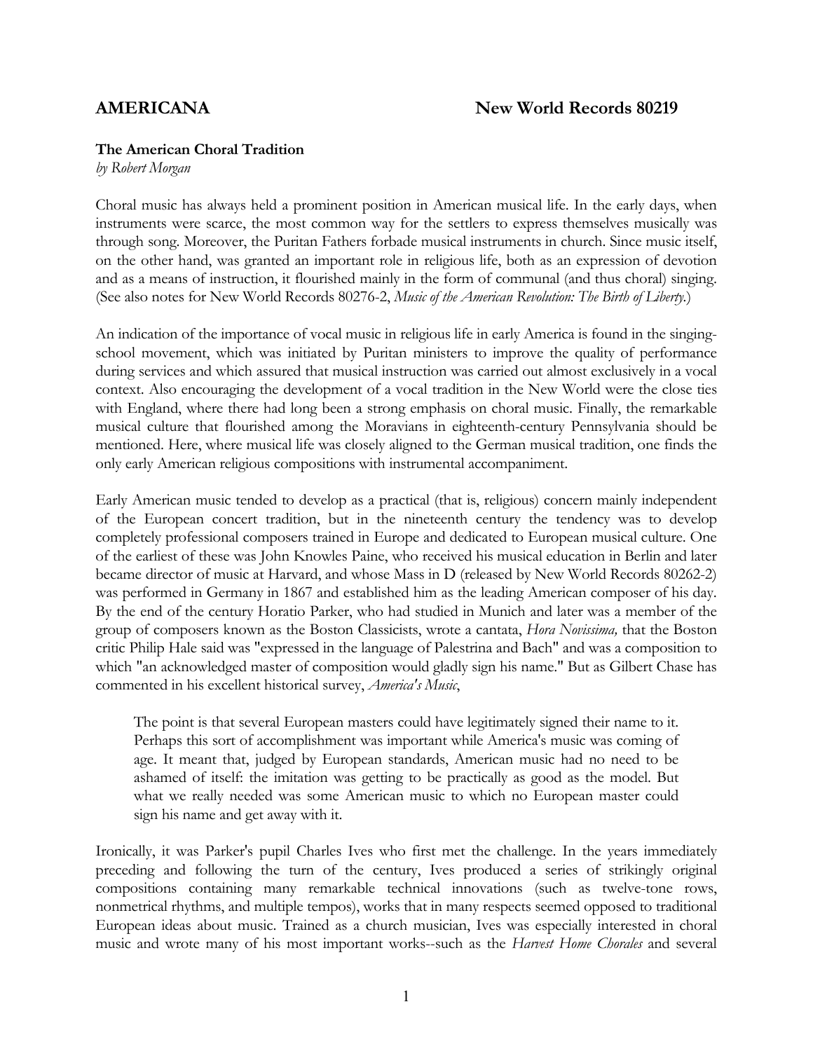**AMERICANA** **New World Records 80219**

### The American Choral Tradition

*by Robert Morgan*

Choral music has always held a prominent position in American musical life. In the early days, when instruments were scarce, the most common way for the settlers to express themselves musically was through song. Moreover, the Puritan Fathers forbade musical instruments in church. Since music itself, on the other hand, was granted an important role in religious life, both as an expression of devotion and as a means of instruction, it flourished mainly in the form of communal (and thus choral) singing. (See also notes for New World Records 80276-2, *Music of the American Revolution: The Birth of Liberty.*)

An indication of the importance of vocal music in religious life in early America is found in the singing-school movement, which was initiated by Puritan ministers to improve the quality of performance during services and which assured that musical instruction was carried out almost exclusively in a vocal context. Also encouraging the development of a vocal tradition in the New World were the close ties with England, where there had long been a strong emphasis on choral music. Finally, the remarkable musical culture that flourished among the Moravians in eighteenth-century Pennsylvania should be mentioned. Here, where musical life was closely aligned to the German musical tradition, one finds the only early American religious compositions with instrumental accompaniment.

Early American music tended to develop as a practical (that is, religious) concern mainly independent of the European concert tradition, but in the nineteenth century the tendency was to develop completely professional composers trained in Europe and dedicated to European musical culture. One of the earliest of these was John Knowles Paine, who received his musical education in Berlin and later became director of music at Harvard, and whose Mass in D (released by New World Records 80262-2) was performed in Germany in 1867 and established him as the leading American composer of his day. By the end of the century Horatio Parker, who had studied in Munich and later was a member of the group of composers known as the Boston Classicists, wrote a cantata, *Hora Novissima,* that the Boston critic Philip Hale said was "expressed in the language of Palestrina and Bach" and was a composition to which "an acknowledged master of composition would gladly sign his name." But as Gilbert Chase has commented in his excellent historical survey, *America's Music*,

> The point is that several European masters could have legitimately signed their name to it. Perhaps this sort of accomplishment was important while America's music was coming of age. It meant that, judged by European standards, American music had no need to be ashamed of itself: the imitation was getting to be practically as good as the model. But what we really needed was some American music to which no European master could sign his name and get away with it.

Ironically, it was Parker's pupil Charles Ives who first met the challenge. In the years immediately preceding and following the turn of the century, Ives produced a series of strikingly original compositions containing many remarkable technical innovations (such as twelve-tone rows, nonmetrical rhythms, and multiple tempos), works that in many respects seemed opposed to traditional European ideas about music. Trained as a church musician, Ives was especially interested in choral music and wrote many of his most important works--such as the *Harvest Home Chorales* and several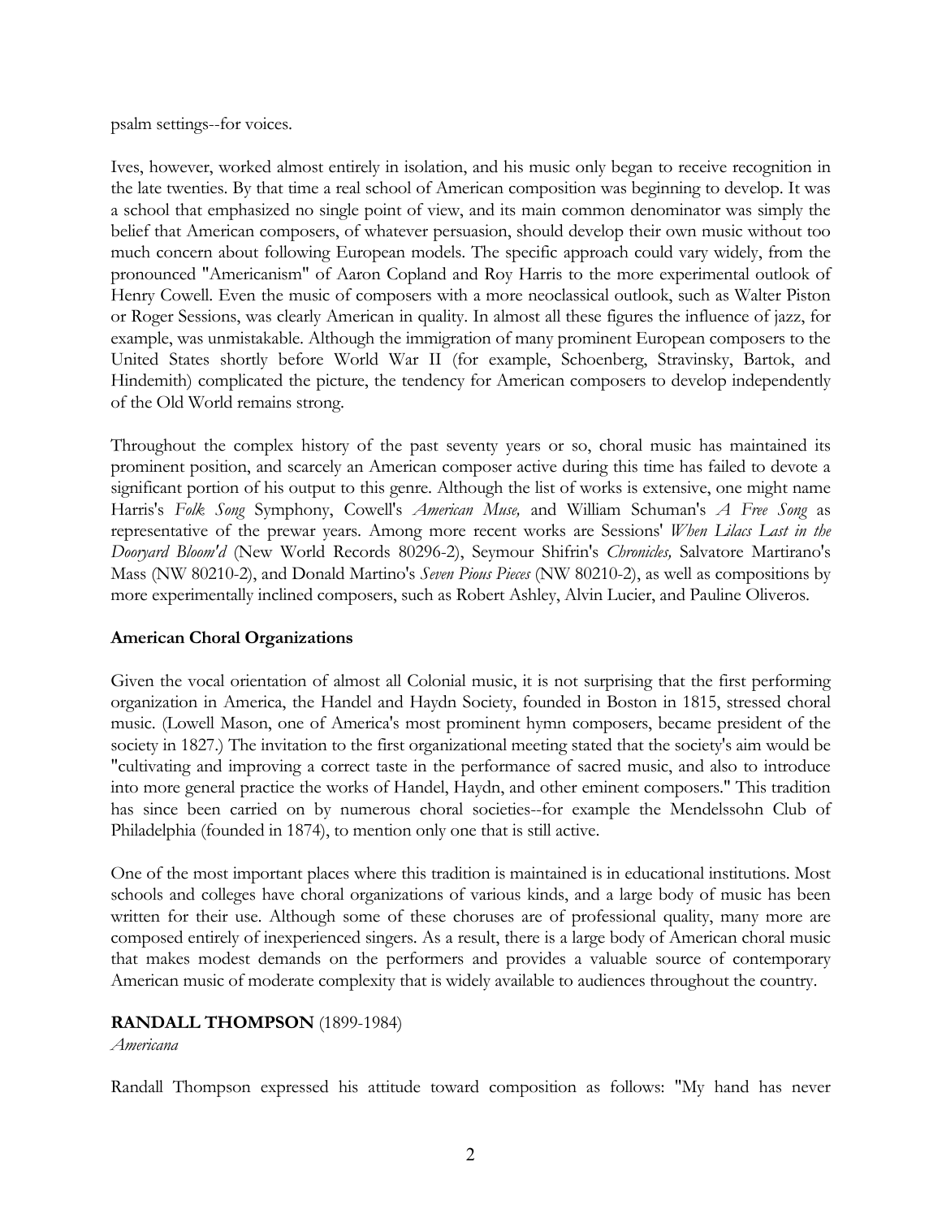psalm settings--for voices.

Ives, however, worked almost entirely in isolation, and his music only began to receive recognition in the late twenties. By that time a real school of American composition was beginning to develop. It was a school that emphasized no single point of view, and its main common denominator was simply the belief that American composers, of whatever persuasion, should develop their own music without too much concern about following European models. The specific approach could vary widely, from the pronounced "Americanism" of Aaron Copland and Roy Harris to the more experimental outlook of Henry Cowell. Even the music of composers with a more neoclassical outlook, such as Walter Piston or Roger Sessions, was clearly American in quality. In almost all these figures the influence of jazz, for example, was unmistakable. Although the immigration of many prominent European composers to the United States shortly before World War II (for example, Schoenberg, Stravinsky, Bartok, and Hindemith) complicated the picture, the tendency for American composers to develop independently of the Old World remains strong.

Throughout the complex history of the past seventy years or so, choral music has maintained its prominent position, and scarcely an American composer active during this time has failed to devote a significant portion of his output to this genre. Although the list of works is extensive, one might name Harris's *Folk Song* Symphony, Cowell's *American Muse,* and William Schuman's *A Free Song* as representative of the prewar years. Among more recent works are Sessions' *When Lilacs Last in the Dooryard Bloom'd* (New World Records 80296-2), Seymour Shifrin's *Chronicles,* Salvatore Martirano's Mass (NW 80210-2), and Donald Martino's *Seven Pious Pieces* (NW 80210-2), as well as compositions by more experimentally inclined composers, such as Robert Ashley, Alvin Lucier, and Pauline Oliveros.

**American Choral Organizations**

Given the vocal orientation of almost all Colonial music, it is not surprising that the first performing organization in America, the Handel and Haydn Society, founded in Boston in 1815, stressed choral music. (Lowell Mason, one of America's most prominent hymn composers, became president of the society in 1827.) The invitation to the first organizational meeting stated that the society's aim would be "cultivating and improving a correct taste in the performance of sacred music, and also to introduce into more general practice the works of Handel, Haydn, and other eminent composers." This tradition has since been carried on by numerous choral societies--for example the Mendelssohn Club of Philadelphia (founded in 1874), to mention only one that is still active.

One of the most important places where this tradition is maintained is in educational institutions. Most schools and colleges have choral organizations of various kinds, and a large body of music has been written for their use. Although some of these choruses are of professional quality, many more are composed entirely of inexperienced singers. As a result, there is a large body of American choral music that makes modest demands on the performers and provides a valuable source of contemporary American music of moderate complexity that is widely available to audiences throughout the country.

**RANDALL THOMPSON** (1899-1984)
*Americana*

Randall Thompson expressed his attitude toward composition as follows: "My hand has never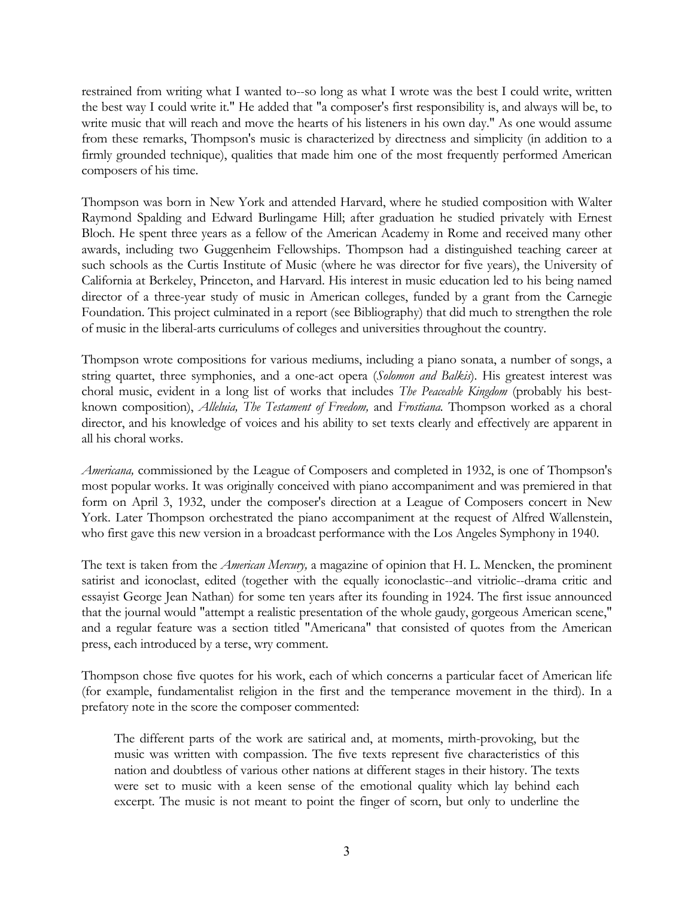restrained from writing what I wanted to--so long as what I wrote was the best I could write, written the best way I could write it." He added that "a composer's first responsibility is, and always will be, to write music that will reach and move the hearts of his listeners in his own day." As one would assume from these remarks, Thompson's music is characterized by directness and simplicity (in addition to a firmly grounded technique), qualities that made him one of the most frequently performed American composers of his time.

Thompson was born in New York and attended Harvard, where he studied composition with Walter Raymond Spalding and Edward Burlingame Hill; after graduation he studied privately with Ernest Bloch. He spent three years as a fellow of the American Academy in Rome and received many other awards, including two Guggenheim Fellowships. Thompson had a distinguished teaching career at such schools as the Curtis Institute of Music (where he was director for five years), the University of California at Berkeley, Princeton, and Harvard. His interest in music education led to his being named director of a three-year study of music in American colleges, funded by a grant from the Carnegie Foundation. This project culminated in a report (see Bibliography) that did much to strengthen the role of music in the liberal-arts curriculums of colleges and universities throughout the country.

Thompson wrote compositions for various mediums, including a piano sonata, a number of songs, a string quartet, three symphonies, and a one-act opera (*Solomon and Balkis*). His greatest interest was choral music, evident in a long list of works that includes *The Peaceable Kingdom* (probably his best-known composition), *Alleluia, The Testament of Freedom,* and *Frostiana.* Thompson worked as a choral director, and his knowledge of voices and his ability to set texts clearly and effectively are apparent in all his choral works.

*Americana,* commissioned by the League of Composers and completed in 1932, is one of Thompson's most popular works. It was originally conceived with piano accompaniment and was premiered in that form on April 3, 1932, under the composer's direction at a League of Composers concert in New York. Later Thompson orchestrated the piano accompaniment at the request of Alfred Wallenstein, who first gave this new version in a broadcast performance with the Los Angeles Symphony in 1940.

The text is taken from the *American Mercury,* a magazine of opinion that H. L. Mencken, the prominent satirist and iconoclast, edited (together with the equally iconoclastic--and vitriolic--drama critic and essayist George Jean Nathan) for some ten years after its founding in 1924. The first issue announced that the journal would "attempt a realistic presentation of the whole gaudy, gorgeous American scene," and a regular feature was a section titled "Americana" that consisted of quotes from the American press, each introduced by a terse, wry comment.

Thompson chose five quotes for his work, each of which concerns a particular facet of American life (for example, fundamentalist religion in the first and the temperance movement in the third). In a prefatory note in the score the composer commented:

> The different parts of the work are satirical and, at moments, mirth-provoking, but the music was written with compassion. The five texts represent five characteristics of this nation and doubtless of various other nations at different stages in their history. The texts were set to music with a keen sense of the emotional quality which lay behind each excerpt. The music is not meant to point the finger of scorn, but only to underline the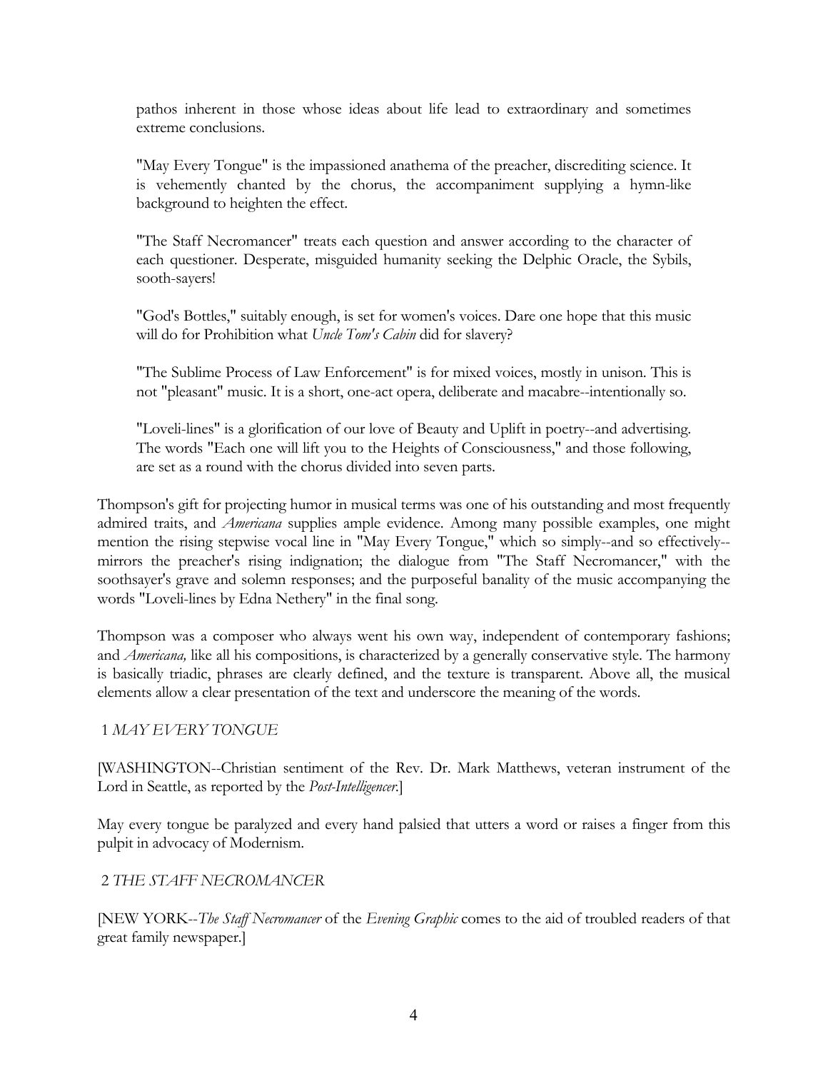pathos inherent in those whose ideas about life lead to extraordinary and sometimes extreme conclusions.

> "May Every Tongue" is the impassioned anathema of the preacher, discrediting science. It is vehemently chanted by the chorus, the accompaniment supplying a hymn-like background to heighten the effect.
>
> "The Staff Necromancer" treats each question and answer according to the character of each questioner. Desperate, misguided humanity seeking the Delphic Oracle, the Sybils, sooth-sayers!
>
> "God's Bottles," suitably enough, is set for women's voices. Dare one hope that this music will do for Prohibition what *Uncle Tom's Cabin* did for slavery?
>
> "The Sublime Process of Law Enforcement" is for mixed voices, mostly in unison. This is not "pleasant" music. It is a short, one-act opera, deliberate and macabre--intentionally so.
>
> "Loveli-lines" is a glorification of our love of Beauty and Uplift in poetry--and advertising. The words "Each one will lift you to the Heights of Consciousness," and those following, are set as a round with the chorus divided into seven parts.

Thompson's gift for projecting humor in musical terms was one of his outstanding and most frequently admired traits, and *Americana* supplies ample evidence. Among many possible examples, one might mention the rising stepwise vocal line in "May Every Tongue," which so simply--and so effectively--mirrors the preacher's rising indignation; the dialogue from "The Staff Necromancer," with the soothsayer's grave and solemn responses; and the purposeful banality of the music accompanying the words "Loveli-lines by Edna Nethery" in the final song.

Thompson was a composer who always went his own way, independent of contemporary fashions; and *Americana,* like all his compositions, is characterized by a generally conservative style. The harmony is basically triadic, phrases are clearly defined, and the texture is transparent. Above all, the musical elements allow a clear presentation of the text and underscore the meaning of the words.

1 *MAY EVERY TONGUE*

[WASHINGTON--Christian sentiment of the Rev. Dr. Mark Matthews, veteran instrument of the Lord in Seattle, as reported by the *Post-Intelligencer*.]

May every tongue be paralyzed and every hand palsied that utters a word or raises a finger from this pulpit in advocacy of Modernism.

2 *THE STAFF NECROMANCER*

[NEW YORK--*The Staff Necromancer* of the *Evening Graphic* comes to the aid of troubled readers of that great family newspaper.]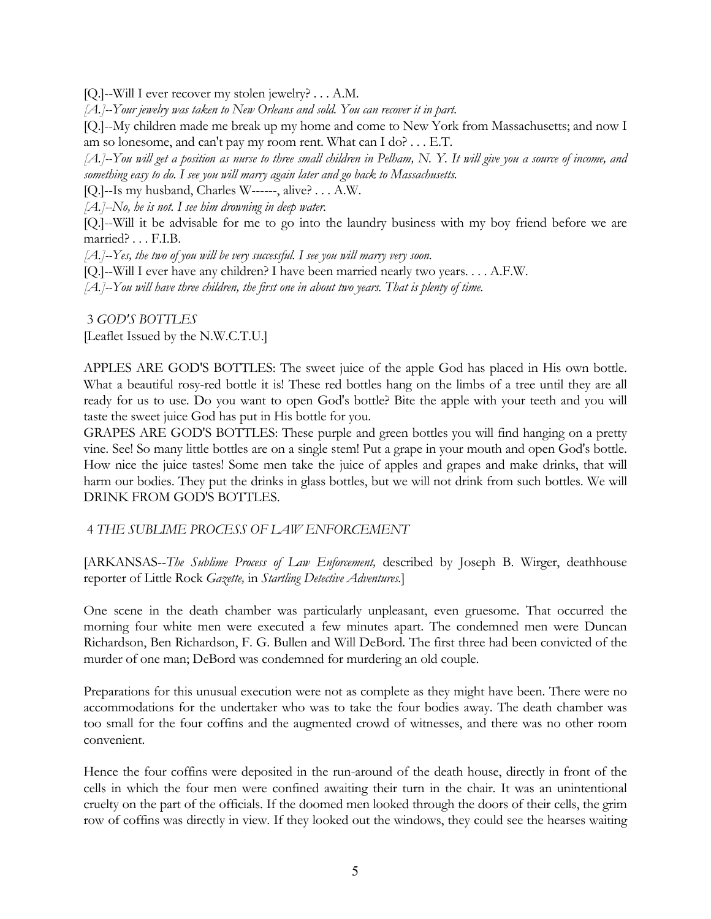[Q.]--Will I ever recover my stolen jewelry? . . . A.M.

*[A.]--Your jewelry was taken to New Orleans and sold. You can recover it in part.*

[Q.]--My children made me break up my home and come to New York from Massachusetts; and now I am so lonesome, and can't pay my room rent. What can I do? . . . E.T.

*[A.]--You will get a position as nurse to three small children in Pelham, N. Y. It will give you a source of income, and something easy to do. I see you will marry again later and go back to Massachusetts.*

[Q.]--Is my husband, Charles W------, alive? . . . A.W.

*[A.]--No, he is not. I see him drowning in deep water.*

[Q.]--Will it be advisable for me to go into the laundry business with my boy friend before we are married? . . . F.I.B.

*[A.]--Yes, the two of you will be very successful. I see you will marry very soon.*

[Q.]--Will I ever have any children? I have been married nearly two years. . . . A.F.W.

*[A.]--You will have three children, the first one in about two years. That is plenty of time.*

## 3 *GOD'S BOTTLES*

[Leaflet Issued by the N.W.C.T.U.]

APPLES ARE GOD'S BOTTLES: The sweet juice of the apple God has placed in His own bottle. What a beautiful rosy-red bottle it is! These red bottles hang on the limbs of a tree until they are all ready for us to use. Do you want to open God's bottle? Bite the apple with your teeth and you will taste the sweet juice God has put in His bottle for you.

GRAPES ARE GOD'S BOTTLES: These purple and green bottles you will find hanging on a pretty vine. See! So many little bottles are on a single stem! Put a grape in your mouth and open God's bottle. How nice the juice tastes! Some men take the juice of apples and grapes and make drinks, that will harm our bodies. They put the drinks in glass bottles, but we will not drink from such bottles. We will DRINK FROM GOD'S BOTTLES.

## 4 *THE SUBLIME PROCESS OF LAW ENFORCEMENT*

[ARKANSAS--*The Sublime Process of Law Enforcement,* described by Joseph B. Wirger, deathhouse reporter of Little Rock *Gazette,* in *Startling Detective Adventures.*]

One scene in the death chamber was particularly unpleasant, even gruesome. That occurred the morning four white men were executed a few minutes apart. The condemned men were Duncan Richardson, Ben Richardson, F. G. Bullen and Will DeBord. The first three had been convicted of the murder of one man; DeBord was condemned for murdering an old couple.

Preparations for this unusual execution were not as complete as they might have been. There were no accommodations for the undertaker who was to take the four bodies away. The death chamber was too small for the four coffins and the augmented crowd of witnesses, and there was no other room convenient.

Hence the four coffins were deposited in the run-around of the death house, directly in front of the cells in which the four men were confined awaiting their turn in the chair. It was an unintentional cruelty on the part of the officials. If the doomed men looked through the doors of their cells, the grim row of coffins was directly in view. If they looked out the windows, they could see the hearses waiting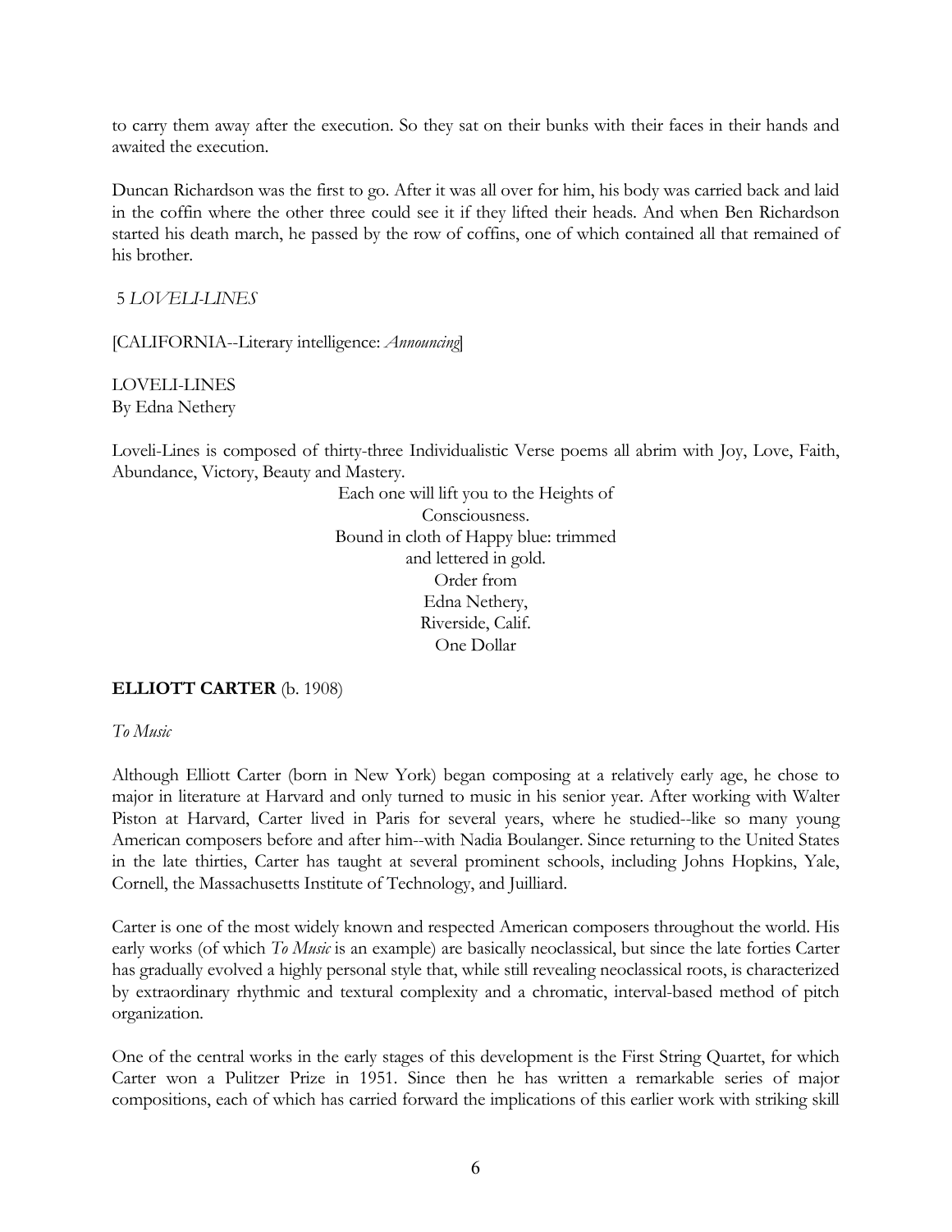to carry them away after the execution. So they sat on their bunks with their faces in their hands and awaited the execution.

Duncan Richardson was the first to go. After it was all over for him, his body was carried back and laid in the coffin where the other three could see it if they lifted their heads. And when Ben Richardson started his death march, he passed by the row of coffins, one of which contained all that remained of his brother.

5 *LOVELI-LINES*

[CALIFORNIA--Literary intelligence: *Announcing*]

LOVELI-LINES
By Edna Nethery

Loveli-Lines is composed of thirty-three Individualistic Verse poems all abrim with Joy, Love, Faith, Abundance, Victory, Beauty and Mastery.

Each one will lift you to the Heights of
Consciousness.
Bound in cloth of Happy blue: trimmed
and lettered in gold.
Order from
Edna Nethery,
Riverside, Calif.
One Dollar

**ELLIOTT CARTER** (b. 1908)

*To Music*

Although Elliott Carter (born in New York) began composing at a relatively early age, he chose to major in literature at Harvard and only turned to music in his senior year. After working with Walter Piston at Harvard, Carter lived in Paris for several years, where he studied--like so many young American composers before and after him--with Nadia Boulanger. Since returning to the United States in the late thirties, Carter has taught at several prominent schools, including Johns Hopkins, Yale, Cornell, the Massachusetts Institute of Technology, and Juilliard.

Carter is one of the most widely known and respected American composers throughout the world. His early works (of which *To Music* is an example) are basically neoclassical, but since the late forties Carter has gradually evolved a highly personal style that, while still revealing neoclassical roots, is characterized by extraordinary rhythmic and textural complexity and a chromatic, interval-based method of pitch organization.

One of the central works in the early stages of this development is the First String Quartet, for which Carter won a Pulitzer Prize in 1951. Since then he has written a remarkable series of major compositions, each of which has carried forward the implications of this earlier work with striking skill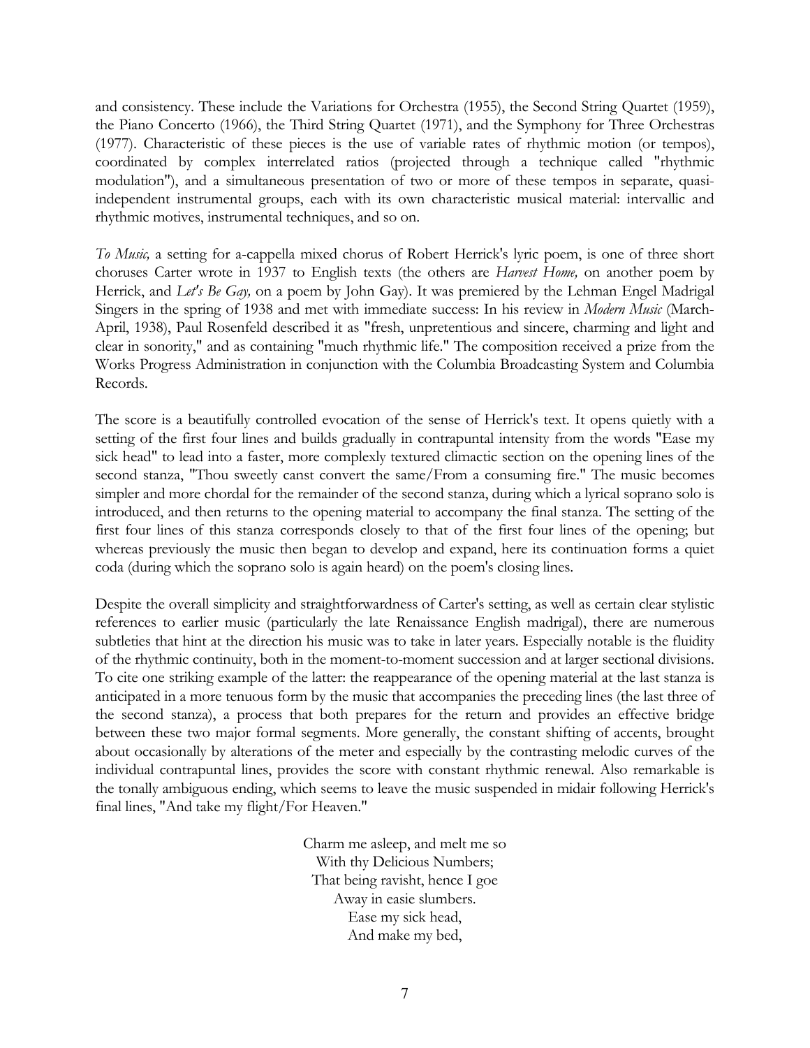and consistency. These include the Variations for Orchestra (1955), the Second String Quartet (1959), the Piano Concerto (1966), the Third String Quartet (1971), and the Symphony for Three Orchestras (1977). Characteristic of these pieces is the use of variable rates of rhythmic motion (or tempos), coordinated by complex interrelated ratios (projected through a technique called "rhythmic modulation"), and a simultaneous presentation of two or more of these tempos in separate, quasi-independent instrumental groups, each with its own characteristic musical material: intervallic and rhythmic motives, instrumental techniques, and so on.

*To Music,* a setting for a-cappella mixed chorus of Robert Herrick's lyric poem, is one of three short choruses Carter wrote in 1937 to English texts (the others are *Harvest Home,* on another poem by Herrick, and *Let's Be Gay,* on a poem by John Gay). It was premiered by the Lehman Engel Madrigal Singers in the spring of 1938 and met with immediate success: In his review in *Modern Music* (March-April, 1938), Paul Rosenfeld described it as "fresh, unpretentious and sincere, charming and light and clear in sonority," and as containing "much rhythmic life." The composition received a prize from the Works Progress Administration in conjunction with the Columbia Broadcasting System and Columbia Records.

The score is a beautifully controlled evocation of the sense of Herrick's text. It opens quietly with a setting of the first four lines and builds gradually in contrapuntal intensity from the words "Ease my sick head" to lead into a faster, more complexly textured climactic section on the opening lines of the second stanza, "Thou sweetly canst convert the same/From a consuming fire." The music becomes simpler and more chordal for the remainder of the second stanza, during which a lyrical soprano solo is introduced, and then returns to the opening material to accompany the final stanza. The setting of the first four lines of this stanza corresponds closely to that of the first four lines of the opening; but whereas previously the music then began to develop and expand, here its continuation forms a quiet coda (during which the soprano solo is again heard) on the poem's closing lines.

Despite the overall simplicity and straightforwardness of Carter's setting, as well as certain clear stylistic references to earlier music (particularly the late Renaissance English madrigal), there are numerous subtleties that hint at the direction his music was to take in later years. Especially notable is the fluidity of the rhythmic continuity, both in the moment-to-moment succession and at larger sectional divisions. To cite one striking example of the latter: the reappearance of the opening material at the last stanza is anticipated in a more tenuous form by the music that accompanies the preceding lines (the last three of the second stanza), a process that both prepares for the return and provides an effective bridge between these two major formal segments. More generally, the constant shifting of accents, brought about occasionally by alterations of the meter and especially by the contrasting melodic curves of the individual contrapuntal lines, provides the score with constant rhythmic renewal. Also remarkable is the tonally ambiguous ending, which seems to leave the music suspended in midair following Herrick's final lines, "And take my flight/For Heaven."

Charm me asleep, and melt me so
With thy Delicious Numbers;
That being ravisht, hence I goe
Away in easie slumbers.
Ease my sick head,
And make my bed,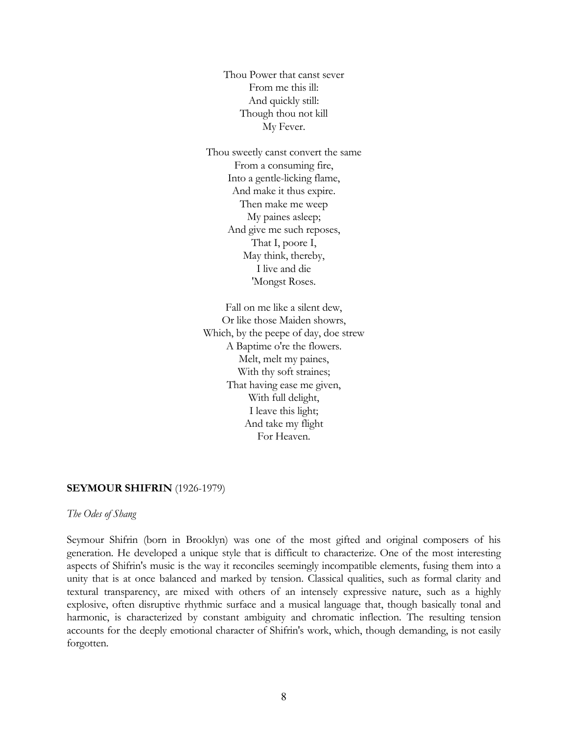Thou Power that canst sever  
From me this ill:  
And quickly still:  
Though thou not kill  
My Fever.

Thou sweetly canst convert the same  
From a consuming fire,  
Into a gentle-licking flame,  
And make it thus expire.  
Then make me weep  
My paines asleep;  
And give me such reposes,  
That I, poore I,  
May think, thereby,  
I live and die  
'Mongst Roses.

Fall on me like a silent dew,  
Or like those Maiden showrs,  
Which, by the peepe of day, doe strew  
A Baptime o're the flowers.  
Melt, melt my paines,  
With thy soft straines;  
That having ease me given,  
With full delight,  
I leave this light;  
And take my flight  
For Heaven.

**SEYMOUR SHIFRIN** (1926-1979)

*The Odes of Shang*

Seymour Shifrin (born in Brooklyn) was one of the most gifted and original composers of his generation. He developed a unique style that is difficult to characterize. One of the most interesting aspects of Shifrin's music is the way it reconciles seemingly incompatible elements, fusing them into a unity that is at once balanced and marked by tension. Classical qualities, such as formal clarity and textural transparency, are mixed with others of an intensely expressive nature, such as a highly explosive, often disruptive rhythmic surface and a musical language that, though basically tonal and harmonic, is characterized by constant ambiguity and chromatic inflection. The resulting tension accounts for the deeply emotional character of Shifrin's work, which, though demanding, is not easily forgotten.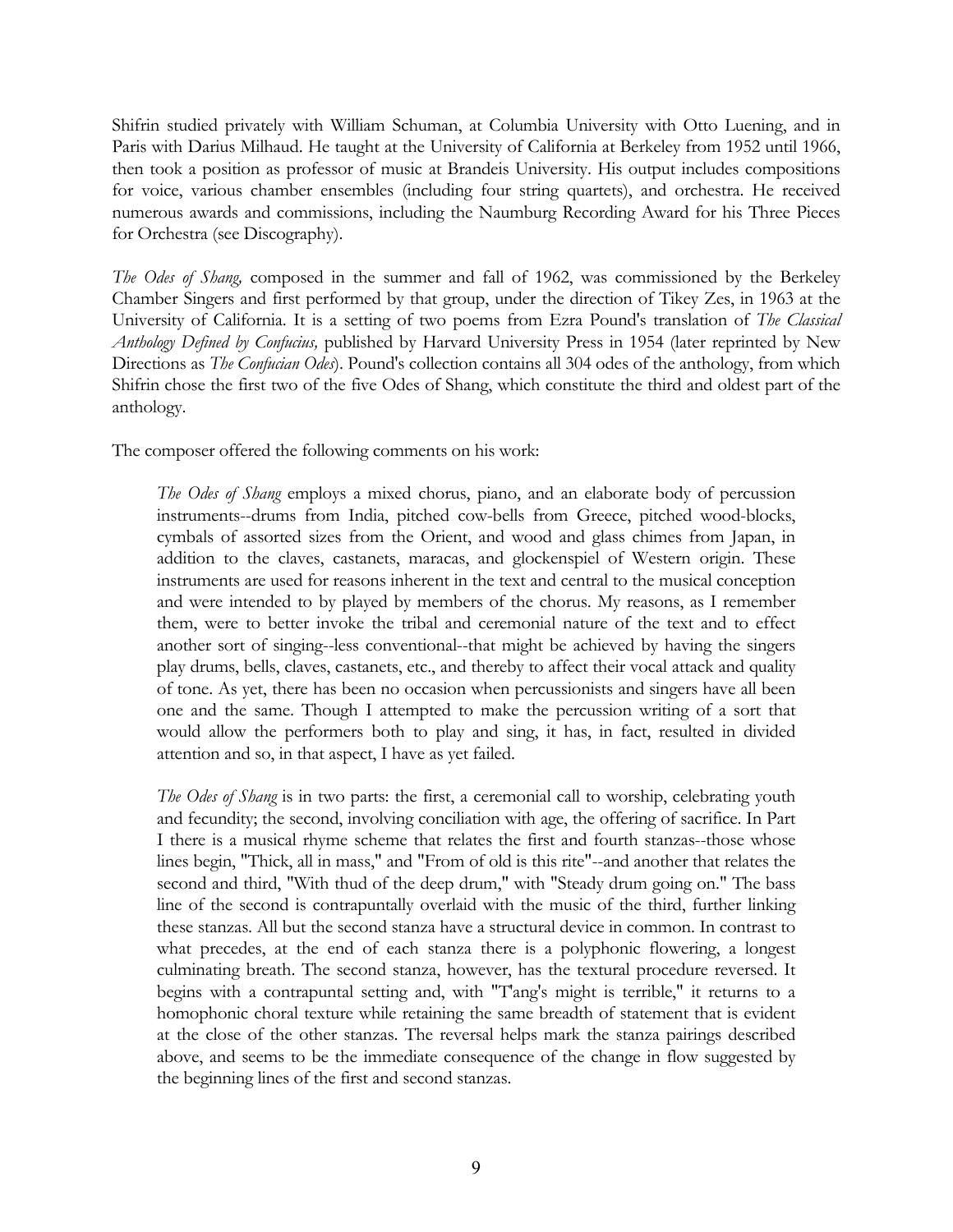Shifrin studied privately with William Schuman, at Columbia University with Otto Luening, and in Paris with Darius Milhaud. He taught at the University of California at Berkeley from 1952 until 1966, then took a position as professor of music at Brandeis University. His output includes compositions for voice, various chamber ensembles (including four string quartets), and orchestra. He received numerous awards and commissions, including the Naumburg Recording Award for his Three Pieces for Orchestra (see Discography).

*The Odes of Shang,* composed in the summer and fall of 1962, was commissioned by the Berkeley Chamber Singers and first performed by that group, under the direction of Tikey Zes, in 1963 at the University of California. It is a setting of two poems from Ezra Pound's translation of *The Classical Anthology Defined by Confucius,* published by Harvard University Press in 1954 (later reprinted by New Directions as *The Confucian Odes*). Pound's collection contains all 304 odes of the anthology, from which Shifrin chose the first two of the five Odes of Shang, which constitute the third and oldest part of the anthology.

The composer offered the following comments on his work:

> *The Odes of Shang* employs a mixed chorus, piano, and an elaborate body of percussion instruments--drums from India, pitched cow-bells from Greece, pitched wood-blocks, cymbals of assorted sizes from the Orient, and wood and glass chimes from Japan, in addition to the claves, castanets, maracas, and glockenspiel of Western origin. These instruments are used for reasons inherent in the text and central to the musical conception and were intended to by played by members of the chorus. My reasons, as I remember them, were to better invoke the tribal and ceremonial nature of the text and to effect another sort of singing--less conventional--that might be achieved by having the singers play drums, bells, claves, castanets, etc., and thereby to affect their vocal attack and quality of tone. As yet, there has been no occasion when percussionists and singers have all been one and the same. Though I attempted to make the percussion writing of a sort that would allow the performers both to play and sing, it has, in fact, resulted in divided attention and so, in that aspect, I have as yet failed.
>
> *The Odes of Shang* is in two parts: the first, a ceremonial call to worship, celebrating youth and fecundity; the second, involving conciliation with age, the offering of sacrifice. In Part I there is a musical rhyme scheme that relates the first and fourth stanzas--those whose lines begin, "Thick, all in mass," and "From of old is this rite"--and another that relates the second and third, "With thud of the deep drum," with "Steady drum going on." The bass line of the second is contrapuntally overlaid with the music of the third, further linking these stanzas. All but the second stanza have a structural device in common. In contrast to what precedes, at the end of each stanza there is a polyphonic flowering, a longest culminating breath. The second stanza, however, has the textural procedure reversed. It begins with a contrapuntal setting and, with "T'ang's might is terrible," it returns to a homophonic choral texture while retaining the same breadth of statement that is evident at the close of the other stanzas. The reversal helps mark the stanza pairings described above, and seems to be the immediate consequence of the change in flow suggested by the beginning lines of the first and second stanzas.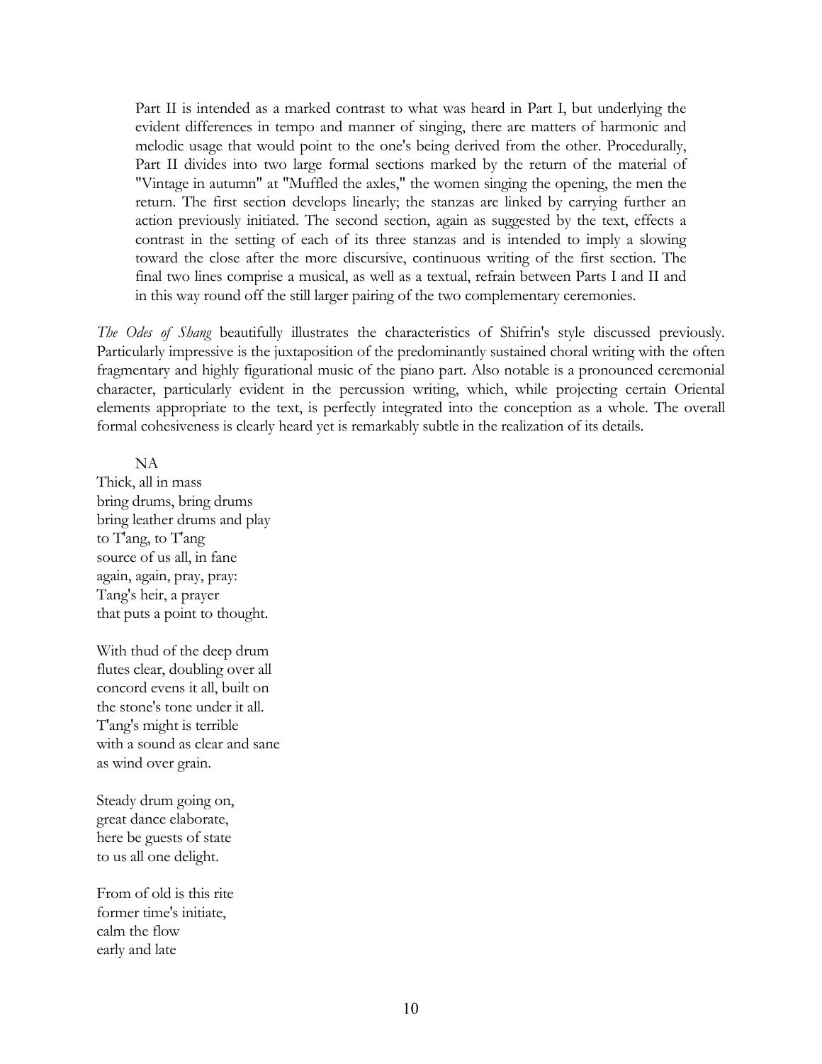> Part II is intended as a marked contrast to what was heard in Part I, but underlying the evident differences in tempo and manner of singing, there are matters of harmonic and melodic usage that would point to the one's being derived from the other. Procedurally, Part II divides into two large formal sections marked by the return of the material of "Vintage in autumn" at "Muffled the axles," the women singing the opening, the men the return. The first section develops linearly; the stanzas are linked by carrying further an action previously initiated. The second section, again as suggested by the text, effects a contrast in the setting of each of its three stanzas and is intended to imply a slowing toward the close after the more discursive, continuous writing of the first section. The final two lines comprise a musical, as well as a textual, refrain between Parts I and II and in this way round off the still larger pairing of the two complementary ceremonies.

*The Odes of Shang* beautifully illustrates the characteristics of Shifrin's style discussed previously. Particularly impressive is the juxtaposition of the predominantly sustained choral writing with the often fragmentary and highly figurational music of the piano part. Also notable is a pronounced ceremonial character, particularly evident in the percussion writing, which, while projecting certain Oriental elements appropriate to the text, is perfectly integrated into the conception as a whole. The overall formal cohesiveness is clearly heard yet is remarkably subtle in the realization of its details.

NA

Thick, all in mass  
bring drums, bring drums  
bring leather drums and play  
to T'ang, to T'ang  
source of us all, in fane  
again, again, pray, pray:  
Tang's heir, a prayer  
that puts a point to thought.

With thud of the deep drum  
flutes clear, doubling over all  
concord evens it all, built on  
the stone's tone under it all.  
T'ang's might is terrible  
with a sound as clear and sane  
as wind over grain.

Steady drum going on,  
great dance elaborate,  
here be guests of state  
to us all one delight.

From of old is this rite  
former time's initiate,  
calm the flow  
early and late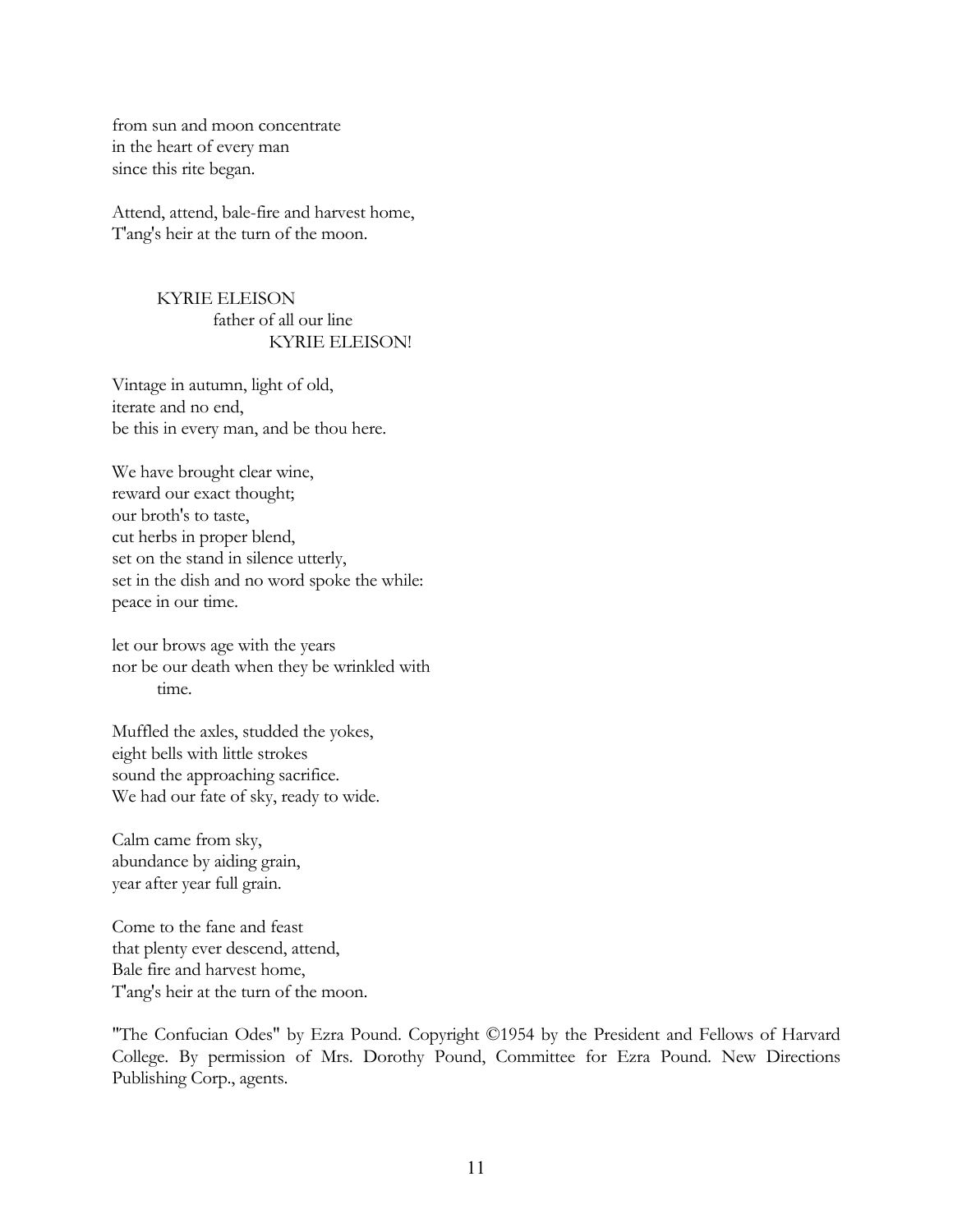from sun and moon concentrate
in the heart of every man
since this rite began.

Attend, attend, bale-fire and harvest home,
T'ang's heir at the turn of the moon.

KYRIE ELEISON
father of all our line
KYRIE ELEISON!

Vintage in autumn, light of old,
iterate and no end,
be this in every man, and be thou here.

We have brought clear wine,
reward our exact thought;
our broth's to taste,
cut herbs in proper blend,
set on the stand in silence utterly,
set in the dish and no word spoke the while:
peace in our time.

let our brows age with the years
nor be our death when they be wrinkled with
time.

Muffled the axles, studded the yokes,
eight bells with little strokes
sound the approaching sacrifice.
We had our fate of sky, ready to wide.

Calm came from sky,
abundance by aiding grain,
year after year full grain.

Come to the fane and feast
that plenty ever descend, attend,
Bale fire and harvest home,
T'ang's heir at the turn of the moon.

"The Confucian Odes" by Ezra Pound. Copyright ©1954 by the President and Fellows of Harvard College. By permission of Mrs. Dorothy Pound, Committee for Ezra Pound. New Directions Publishing Corp., agents.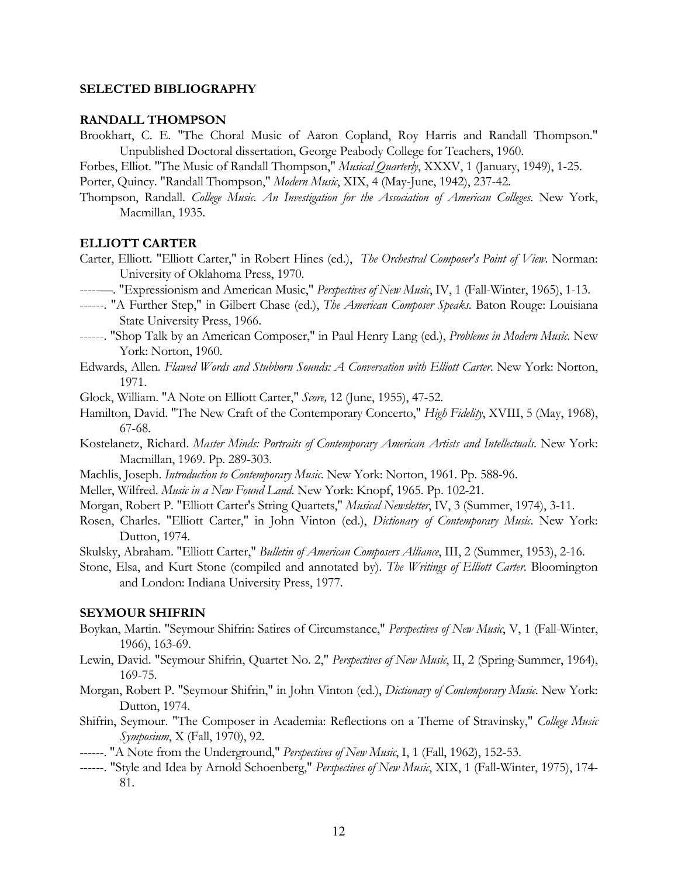## SELECTED BIBLIOGRAPHY

### RANDALL THOMPSON

Brookhart, C. E. "The Choral Music of Aaron Copland, Roy Harris and Randall Thompson." Unpublished Doctoral dissertation, George Peabody College for Teachers, 1960.

Forbes, Elliot. "The Music of Randall Thompson," *Musical Quarterly*, XXXV, 1 (January, 1949), 1-25.

Porter, Quincy. "Randall Thompson," *Modern Music*, XIX, 4 (May-June, 1942), 237-42.

Thompson, Randall. *College Music. An Investigation for the Association of American Colleges*. New York, Macmillan, 1935.

### ELLIOTT CARTER

Carter, Elliott. "Elliott Carter," in Robert Hines (ed.), *The Orchestral Composer's Point of View*. Norman: University of Oklahoma Press, 1970.

------. "Expressionism and American Music," *Perspectives of New Music*, IV, 1 (Fall-Winter, 1965), 1-13.

------. "A Further Step," in Gilbert Chase (ed.), *The American Composer Speaks*. Baton Rouge: Louisiana State University Press, 1966.

------. "Shop Talk by an American Composer," in Paul Henry Lang (ed.), *Problems in Modern Music*. New York: Norton, 1960.

Edwards, Allen. *Flawed Words and Stubborn Sounds: A Conversation with Elliott Carter*. New York: Norton, 1971.

Glock, William. "A Note on Elliott Carter," *Score,* 12 (June, 1955), 47-52.

Hamilton, David. "The New Craft of the Contemporary Concerto," *High Fidelity*, XVIII, 5 (May, 1968), 67-68.

Kostelanetz, Richard. *Master Minds: Portraits of Contemporary American Artists and Intellectuals*. New York: Macmillan, 1969. Pp. 289-303.

Machlis, Joseph. *Introduction to Contemporary Music*. New York: Norton, 1961. Pp. 588-96.

Meller, Wilfred. *Music in a New Found Land*. New York: Knopf, 1965. Pp. 102-21.

Morgan, Robert P. "Elliott Carter's String Quartets," *Musical Newsletter*, IV, 3 (Summer, 1974), 3-11.

Rosen, Charles. "Elliott Carter," in John Vinton (ed.), *Dictionary of Contemporary Music*. New York: Dutton, 1974.

Skulsky, Abraham. "Elliott Carter," *Bulletin of American Composers Alliance*, III, 2 (Summer, 1953), 2-16.

Stone, Elsa, and Kurt Stone (compiled and annotated by). *The Writings of Elliott Carter*. Bloomington and London: Indiana University Press, 1977.

### SEYMOUR SHIFRIN

Boykan, Martin. "Seymour Shifrin: Satires of Circumstance," *Perspectives of New Music*, V, 1 (Fall-Winter, 1966), 163-69.

Lewin, David. "Seymour Shifrin, Quartet No. 2," *Perspectives of New Music*, II, 2 (Spring-Summer, 1964), 169-75.

Morgan, Robert P. "Seymour Shifrin," in John Vinton (ed.), *Dictionary of Contemporary Music*. New York: Dutton, 1974.

Shifrin, Seymour. "The Composer in Academia: Reflections on a Theme of Stravinsky," *College Music Symposium*, X (Fall, 1970), 92.

------. "A Note from the Underground," *Perspectives of New Music*, I, 1 (Fall, 1962), 152-53.

------. "Style and Idea by Arnold Schoenberg," *Perspectives of New Music*, XIX, 1 (Fall-Winter, 1975), 174-81.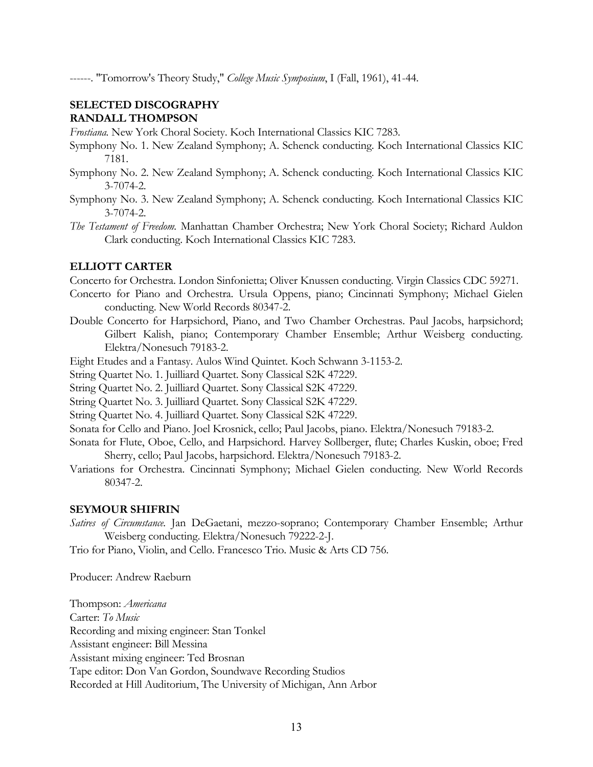------. "Tomorrow's Theory Study," *College Music Symposium*, I (Fall, 1961), 41-44.

## SELECTED DISCOGRAPHY

### RANDALL THOMPSON

*Frostiana*. New York Choral Society. Koch International Classics KIC 7283.

Symphony No. 1. New Zealand Symphony; A. Schenck conducting. Koch International Classics KIC 7181.

Symphony No. 2. New Zealand Symphony; A. Schenck conducting. Koch International Classics KIC 3-7074-2.

Symphony No. 3. New Zealand Symphony; A. Schenck conducting. Koch International Classics KIC 3-7074-2.

*The Testament of Freedom*. Manhattan Chamber Orchestra; New York Choral Society; Richard Auldon Clark conducting. Koch International Classics KIC 7283.

### ELLIOTT CARTER

Concerto for Orchestra. London Sinfonietta; Oliver Knussen conducting. Virgin Classics CDC 59271.

Concerto for Piano and Orchestra. Ursula Oppens, piano; Cincinnati Symphony; Michael Gielen conducting. New World Records 80347-2.

Double Concerto for Harpsichord, Piano, and Two Chamber Orchestras. Paul Jacobs, harpsichord; Gilbert Kalish, piano; Contemporary Chamber Ensemble; Arthur Weisberg conducting. Elektra/Nonesuch 79183-2.

Eight Etudes and a Fantasy. Aulos Wind Quintet. Koch Schwann 3-1153-2.

String Quartet No. 1. Juilliard Quartet. Sony Classical S2K 47229.

String Quartet No. 2. Juilliard Quartet. Sony Classical S2K 47229.

String Quartet No. 3. Juilliard Quartet. Sony Classical S2K 47229.

String Quartet No. 4. Juilliard Quartet. Sony Classical S2K 47229.

Sonata for Cello and Piano. Joel Krosnick, cello; Paul Jacobs, piano. Elektra/Nonesuch 79183-2.

Sonata for Flute, Oboe, Cello, and Harpsichord. Harvey Sollberger, flute; Charles Kuskin, oboe; Fred Sherry, cello; Paul Jacobs, harpsichord. Elektra/Nonesuch 79183-2.

Variations for Orchestra. Cincinnati Symphony; Michael Gielen conducting. New World Records 80347-2.

### SEYMOUR SHIFRIN

*Satires of Circumstance*. Jan DeGaetani, mezzo-soprano; Contemporary Chamber Ensemble; Arthur Weisberg conducting. Elektra/Nonesuch 79222-2-J.

Trio for Piano, Violin, and Cello. Francesco Trio. Music & Arts CD 756.

Producer: Andrew Raeburn

Thompson: *Americana*
Carter: *To Music*
Recording and mixing engineer: Stan Tonkel
Assistant engineer: Bill Messina
Assistant mixing engineer: Ted Brosnan
Tape editor: Don Van Gordon, Soundwave Recording Studios
Recorded at Hill Auditorium, The University of Michigan, Ann Arbor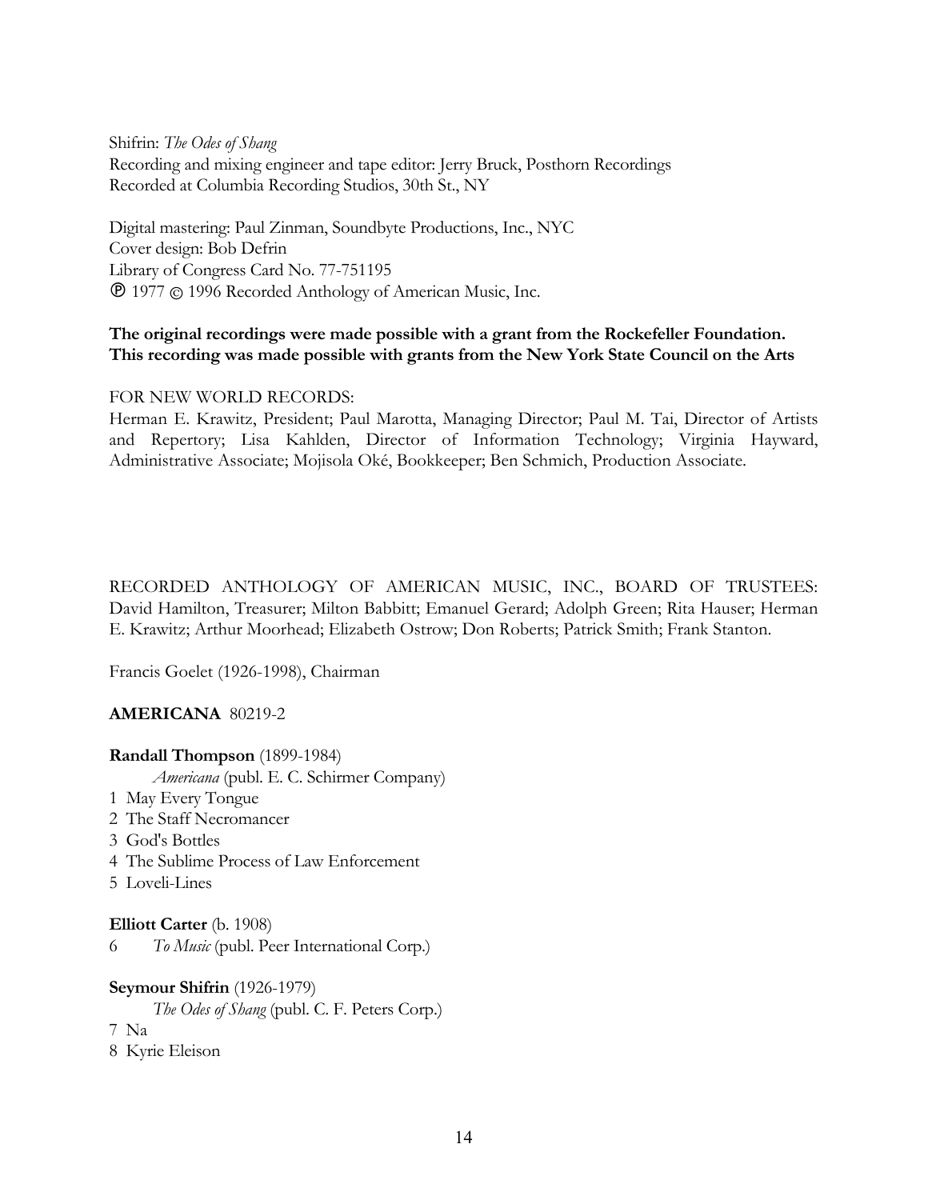Shifrin: *The Odes of Shang*
Recording and mixing engineer and tape editor: Jerry Bruck, Posthorn Recordings
Recorded at Columbia Recording Studios, 30th St., NY

Digital mastering: Paul Zinman, Soundbyte Productions, Inc., NYC
Cover design: Bob Defrin
Library of Congress Card No. 77-751195
℗ 1977 © 1996 Recorded Anthology of American Music, Inc.

**The original recordings were made possible with a grant from the Rockefeller Foundation.**
**This recording was made possible with grants from the New York State Council on the Arts**

FOR NEW WORLD RECORDS:
Herman E. Krawitz, President; Paul Marotta, Managing Director; Paul M. Tai, Director of Artists and Repertory; Lisa Kahlden, Director of Information Technology; Virginia Hayward, Administrative Associate; Mojisola Oké, Bookkeeper; Ben Schmich, Production Associate.

RECORDED ANTHOLOGY OF AMERICAN MUSIC, INC., BOARD OF TRUSTEES: David Hamilton, Treasurer; Milton Babbitt; Emanuel Gerard; Adolph Green; Rita Hauser; Herman E. Krawitz; Arthur Moorhead; Elizabeth Ostrow; Don Roberts; Patrick Smith; Frank Stanton.

Francis Goelet (1926-1998), Chairman

**AMERICANA** 80219-2

**Randall Thompson** (1899-1984)
*Americana* (publ. E. C. Schirmer Company)
1 May Every Tongue
2 The Staff Necromancer
3 God's Bottles
4 The Sublime Process of Law Enforcement
5 Loveli-Lines

**Elliott Carter** (b. 1908)
6 *To Music* (publ. Peer International Corp.)

**Seymour Shifrin** (1926-1979)
*The Odes of Shang* (publ. C. F. Peters Corp.)
7 Na
8 Kyrie Eleison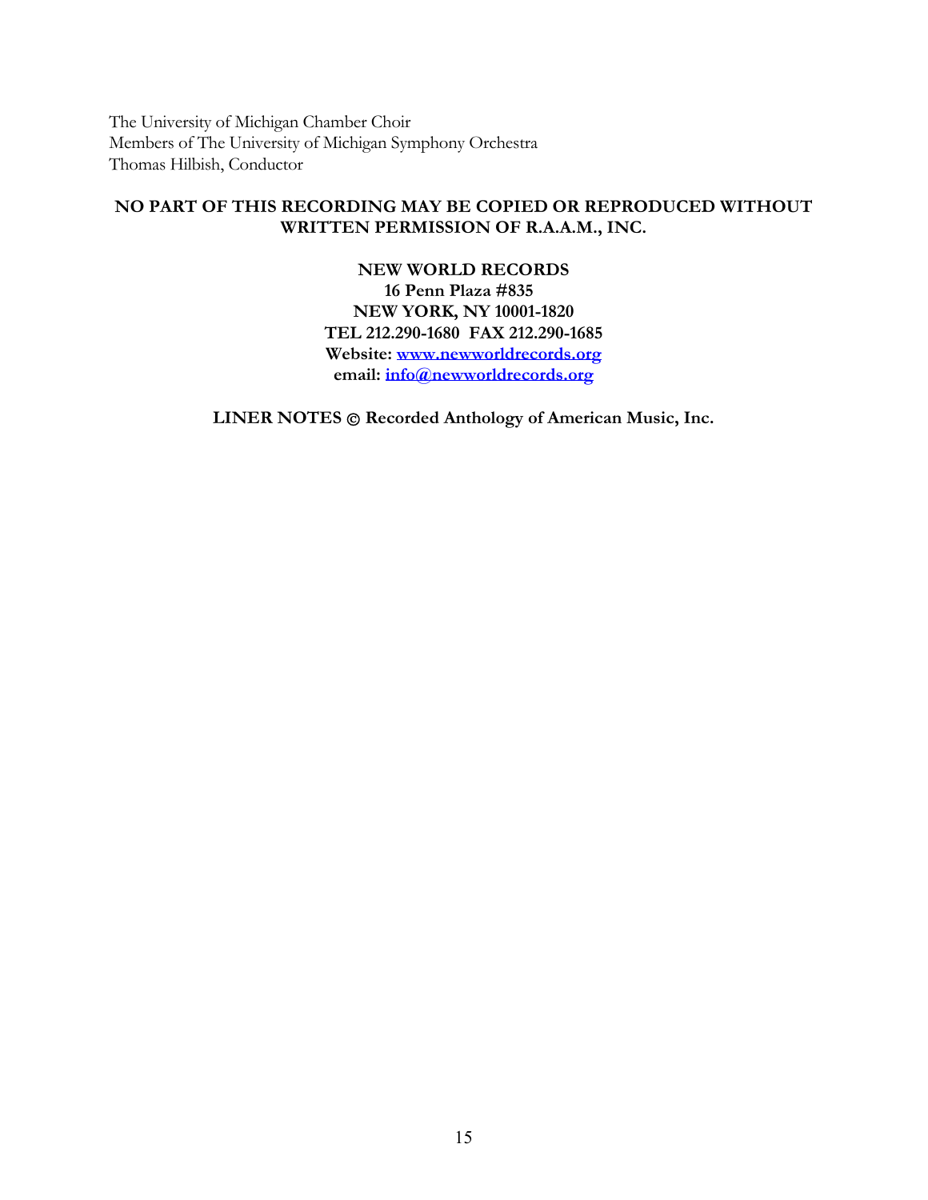The University of Michigan Chamber Choir
Members of The University of Michigan Symphony Orchestra
Thomas Hilbish, Conductor

**NO PART OF THIS RECORDING MAY BE COPIED OR REPRODUCED WITHOUT WRITTEN PERMISSION OF R.A.A.M., INC.**

**NEW WORLD RECORDS**
**16 Penn Plaza #835**
**NEW YORK, NY 10001-1820**
**TEL 212.290-1680 FAX 212.290-1685**
**Website: www.newworldrecords.org**
**email: info@newworldrecords.org**

**LINER NOTES © Recorded Anthology of American Music, Inc.**